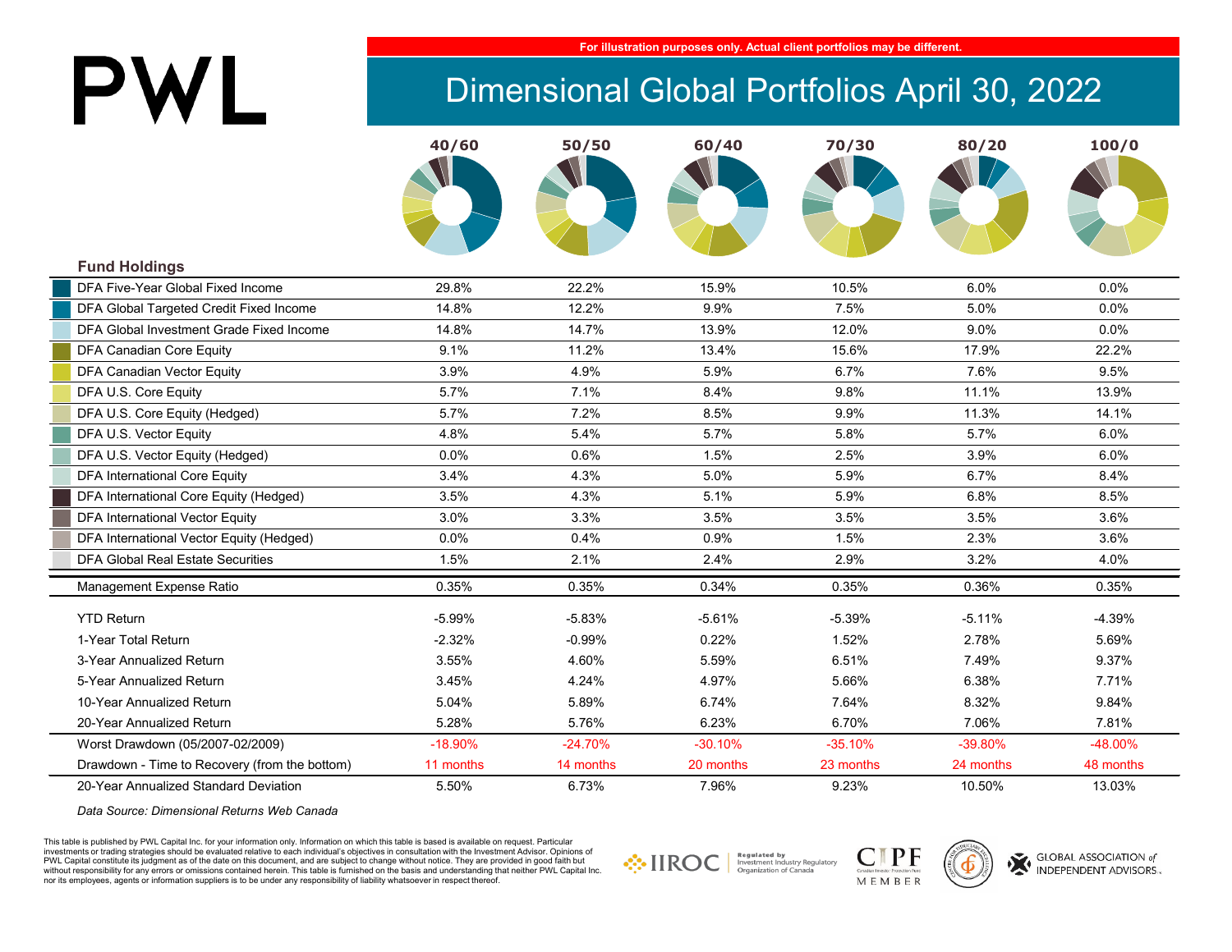PWL

For illustration purposes only. Actual client portfolios may be different.

# Dimensional Global Portfolios April 30, 2022

| Fund Holdings | 40/60 | 50/50 | 60/40 | 70/30 | 80/20 | 100/0 |
|---|---|---|---|---|---|---|
| DFA Five-Year Global Fixed Income | 29.8% | 22.2% | 15.9% | 10.5% | 6.0% | 0.0% |
| DFA Global Targeted Credit Fixed Income | 14.8% | 12.2% | 9.9% | 7.5% | 5.0% | 0.0% |
| DFA Global Investment Grade Fixed Income | 14.8% | 14.7% | 13.9% | 12.0% | 9.0% | 0.0% |
| DFA Canadian Core Equity | 9.1% | 11.2% | 13.4% | 15.6% | 17.9% | 22.2% |
| DFA Canadian Vector Equity | 3.9% | 4.9% | 5.9% | 6.7% | 7.6% | 9.5% |
| DFA U.S. Core Equity | 5.7% | 7.1% | 8.4% | 9.8% | 11.1% | 13.9% |
| DFA U.S. Core Equity (Hedged) | 5.7% | 7.2% | 8.5% | 9.9% | 11.3% | 14.1% |
| DFA U.S. Vector Equity | 4.8% | 5.4% | 5.7% | 5.8% | 5.7% | 6.0% |
| DFA U.S. Vector Equity (Hedged) | 0.0% | 0.6% | 1.5% | 2.5% | 3.9% | 6.0% |
| DFA International Core Equity | 3.4% | 4.3% | 5.0% | 5.9% | 6.7% | 8.4% |
| DFA International Core Equity (Hedged) | 3.5% | 4.3% | 5.1% | 5.9% | 6.8% | 8.5% |
| DFA International Vector Equity | 3.0% | 3.3% | 3.5% | 3.5% | 3.5% | 3.6% |
| DFA International Vector Equity (Hedged) | 0.0% | 0.4% | 0.9% | 1.5% | 2.3% | 3.6% |
| DFA Global Real Estate Securities | 1.5% | 2.1% | 2.4% | 2.9% | 3.2% | 4.0% |
| Management Expense Ratio | 0.35% | 0.35% | 0.34% | 0.35% | 0.36% | 0.35% |
| YTD Return | -5.99% | -5.83% | -5.61% | -5.39% | -5.11% | -4.39% |
| 1-Year Total Return | -2.32% | -0.99% | 0.22% | 1.52% | 2.78% | 5.69% |
| 3-Year Annualized Return | 3.55% | 4.60% | 5.59% | 6.51% | 7.49% | 9.37% |
| 5-Year Annualized Return | 3.45% | 4.24% | 4.97% | 5.66% | 6.38% | 7.71% |
| 10-Year Annualized Return | 5.04% | 5.89% | 6.74% | 7.64% | 8.32% | 9.84% |
| 20-Year Annualized Return | 5.28% | 5.76% | 6.23% | 6.70% | 7.06% | 7.81% |
| Worst Drawdown (05/2007-02/2009) | -18.90% | -24.70% | -30.10% | -35.10% | -39.80% | -48.00% |
| Drawdown - Time to Recovery (from the bottom) | 11 months | 14 months | 20 months | 23 months | 24 months | 48 months |
| 20-Year Annualized Standard Deviation | 5.50% | 6.73% | 7.96% | 9.23% | 10.50% | 13.03% |

*Data Source: Dimensional Returns Web Canada*

This table is published by PWL Capital Inc. for your information only. Information on which this table is based is available on request. Particular investments or trading strategies should be evaluated relative to each individual's objectives in consultation with the Investment Advisor. Opinions of PWL Capital constitute its judgment as of the date on this document, and are subject to change without notice. They are provided in good faith but without responsibility for any errors or omissions contained herein. This table is furnished on the basis and understanding that neither PWL Capital Inc. nor its employees, agents or information suppliers is to be under any responsibility of liability whatsoever in respect thereof.

IIROC Regulated by Investment Industry Regulatory Organization of Canada

CIPF MEMBER

GLOBAL ASSOCIATION of INDEPENDENT ADVISORS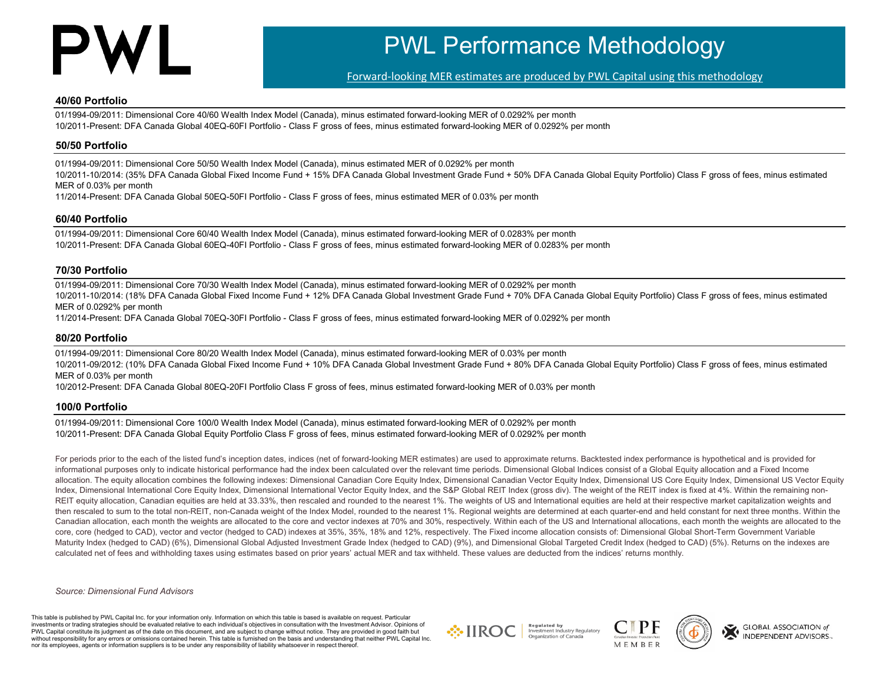# PWL Performance Methodology

Forward-looking MER estimates are produced by PWL Capital using this methodology

## 40/60 Portfolio

01/1994-09/2011: Dimensional Core 40/60 Wealth Index Model (Canada), minus estimated forward-looking MER of 0.0292% per month
10/2011-Present: DFA Canada Global 40EQ-60FI Portfolio - Class F gross of fees, minus estimated forward-looking MER of 0.0292% per month

## 50/50 Portfolio

01/1994-09/2011: Dimensional Core 50/50 Wealth Index Model (Canada), minus estimated MER of 0.0292% per month
10/2011-10/2014: (35% DFA Canada Global Fixed Income Fund + 15% DFA Canada Global Investment Grade Fund + 50% DFA Canada Global Equity Portfolio) Class F gross of fees, minus estimated MER of 0.03% per month
11/2014-Present: DFA Canada Global 50EQ-50FI Portfolio - Class F gross of fees, minus estimated MER of 0.03% per month

## 60/40 Portfolio

01/1994-09/2011: Dimensional Core 60/40 Wealth Index Model (Canada), minus estimated forward-looking MER of 0.0283% per month
10/2011-Present: DFA Canada Global 60EQ-40FI Portfolio - Class F gross of fees, minus estimated forward-looking MER of 0.0283% per month

## 70/30 Portfolio

01/1994-09/2011: Dimensional Core 70/30 Wealth Index Model (Canada), minus estimated forward-looking MER of 0.0292% per month
10/2011-10/2014: (18% DFA Canada Global Fixed Income Fund + 12% DFA Canada Global Investment Grade Fund + 70% DFA Canada Global Equity Portfolio) Class F gross of fees, minus estimated MER of 0.0292% per month
11/2014-Present: DFA Canada Global 70EQ-30FI Portfolio - Class F gross of fees, minus estimated forward-looking MER of 0.0292% per month

## 80/20 Portfolio

01/1994-09/2011: Dimensional Core 80/20 Wealth Index Model (Canada), minus estimated forward-looking MER of 0.03% per month
10/2011-09/2012: (10% DFA Canada Global Fixed Income Fund + 10% DFA Canada Global Investment Grade Fund + 80% DFA Canada Global Equity Portfolio) Class F gross of fees, minus estimated MER of 0.03% per month
10/2012-Present: DFA Canada Global 80EQ-20FI Portfolio Class F gross of fees, minus estimated forward-looking MER of 0.03% per month

## 100/0 Portfolio

01/1994-09/2011: Dimensional Core 100/0 Wealth Index Model (Canada), minus estimated forward-looking MER of 0.0292% per month
10/2011-Present: DFA Canada Global Equity Portfolio Class F gross of fees, minus estimated forward-looking MER of 0.0292% per month

For periods prior to the each of the listed fund's inception dates, indices (net of forward-looking MER estimates) are used to approximate returns. Backtested index performance is hypothetical and is provided for informational purposes only to indicate historical performance had the index been calculated over the relevant time periods. Dimensional Global Indices consist of a Global Equity allocation and a Fixed Income allocation. The equity allocation combines the following indexes: Dimensional Canadian Core Equity Index, Dimensional Canadian Vector Equity Index, Dimensional US Core Equity Index, Dimensional US Vector Equity Index, Dimensional International Core Equity Index, Dimensional International Vector Equity Index, and the S&P Global REIT Index (gross div). The weight of the REIT index is fixed at 4%. Within the remaining non-REIT equity allocation, Canadian equities are held at 33.33%, then rescaled and rounded to the nearest 1%. The weights of US and International equities are held at their respective market capitalization weights and then rescaled to sum to the total non-REIT, non-Canada weight of the Index Model, rounded to the nearest 1%. Regional weights are determined at each quarter-end and held constant for next three months. Within the Canadian allocation, each month the weights are allocated to the core and vector indexes at 70% and 30%, respectively. Within each of the US and International allocations, each month the weights are allocated to the core, core (hedged to CAD), vector and vector (hedged to CAD) indexes at 35%, 35%, 18% and 12%, respectively. The Fixed income allocation consists of: Dimensional Global Short-Term Government Variable Maturity Index (hedged to CAD) (6%), Dimensional Global Adjusted Investment Grade Index (hedged to CAD) (9%), and Dimensional Global Targeted Credit Index (hedged to CAD) (5%). Returns on the indexes are calculated net of fees and withholding taxes using estimates based on prior years' actual MER and tax withheld. These values are deducted from the indices' returns monthly.

*Source: Dimensional Fund Advisors*

This table is published by PWL Capital Inc. for your information only. Information on which this table is based is available on request. Particular investments or trading strategies should be evaluated relative to each individual's objectives in consultation with the Investment Advisor. Opinions of PWL Capital constitute its judgment as of the date on this document, and are subject to change without notice. They are provided in good faith but without responsibility for any errors or omissions contained herein. This table is furnished on the basis and understanding that neither PWL Capital Inc. nor its employees, agents or information suppliers is to be under any responsibility of liability whatsoever in respect thereof.

IIROC Regulated by Investment Industry Regulatory Organization of Canada

CIPF MEMBER

GLOBAL ASSOCIATION of INDEPENDENT ADVISORS